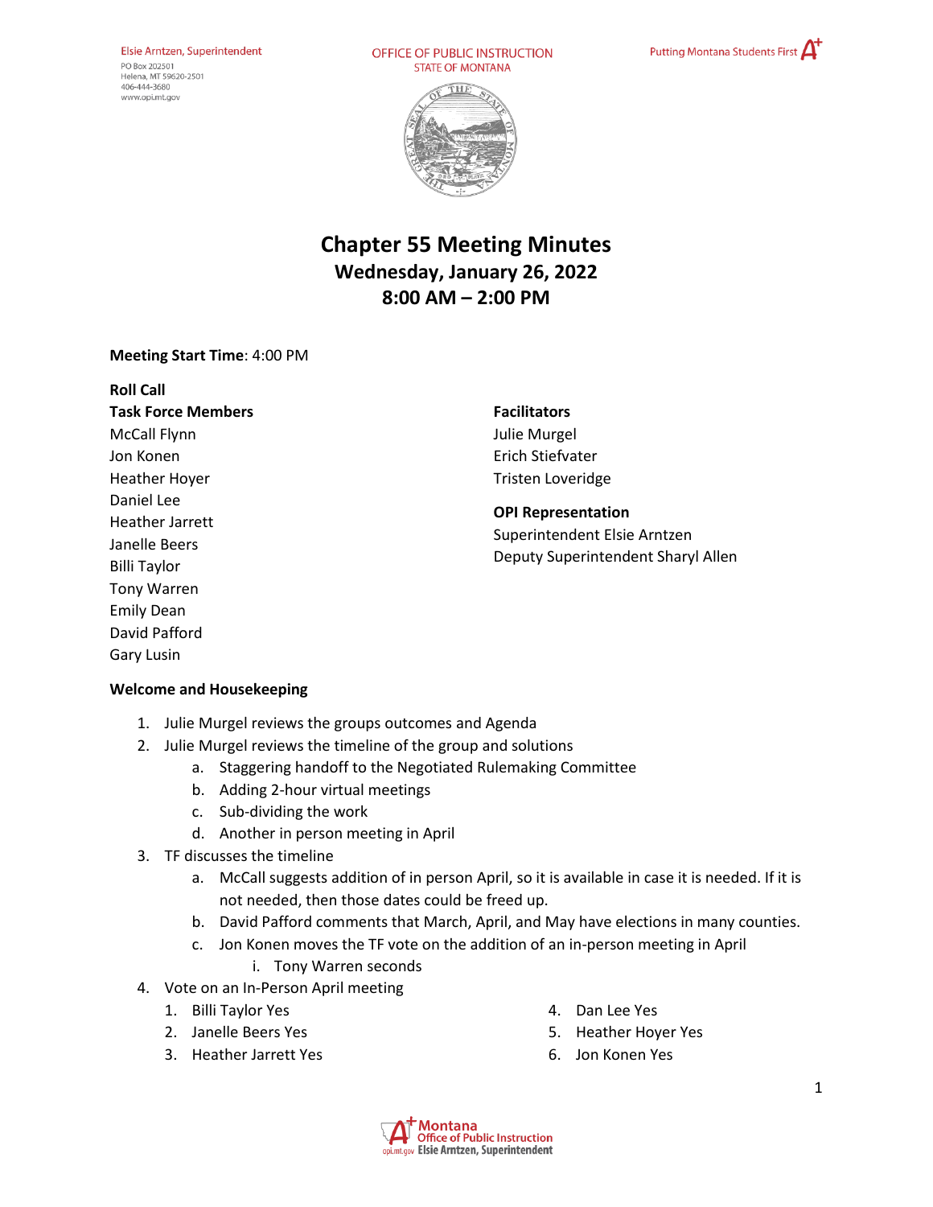Elsie Arntzen, Superintendent
PO Box 202501
Helena, MT 59620-2501
406-444-3680
www.opi.mt.gov

OFFICE OF PUBLIC INSTRUCTION
STATE OF MONTANA

Putting Montana Students First A+

# Chapter 55 Meeting Minutes
## Wednesday, January 26, 2022
## 8:00 AM – 2:00 PM

**Meeting Start Time**: 4:00 PM

**Roll Call**

**Task Force Members**
McCall Flynn
Jon Konen
Heather Hoyer
Daniel Lee
Heather Jarrett
Janelle Beers
Billi Taylor
Tony Warren
Emily Dean
David Pafford
Gary Lusin

**Facilitators**
Julie Murgel
Erich Stiefvater
Tristen Loveridge

**OPI Representation**
Superintendent Elsie Arntzen
Deputy Superintendent Sharyl Allen

**Welcome and Housekeeping**

1. Julie Murgel reviews the groups outcomes and Agenda
2. Julie Murgel reviews the timeline of the group and solutions
   a. Staggering handoff to the Negotiated Rulemaking Committee
   b. Adding 2-hour virtual meetings
   c. Sub-dividing the work
   d. Another in person meeting in April
3. TF discusses the timeline
   a. McCall suggests addition of in person April, so it is available in case it is needed. If it is not needed, then those dates could be freed up.
   b. David Pafford comments that March, April, and May have elections in many counties.
   c. Jon Konen moves the TF vote on the addition of an in-person meeting in April
      i. Tony Warren seconds
4. Vote on an In-Person April meeting
   1. Billi Taylor Yes
   2. Janelle Beers Yes
   3. Heather Jarrett Yes
   4. Dan Lee Yes
   5. Heather Hoyer Yes
   6. Jon Konen Yes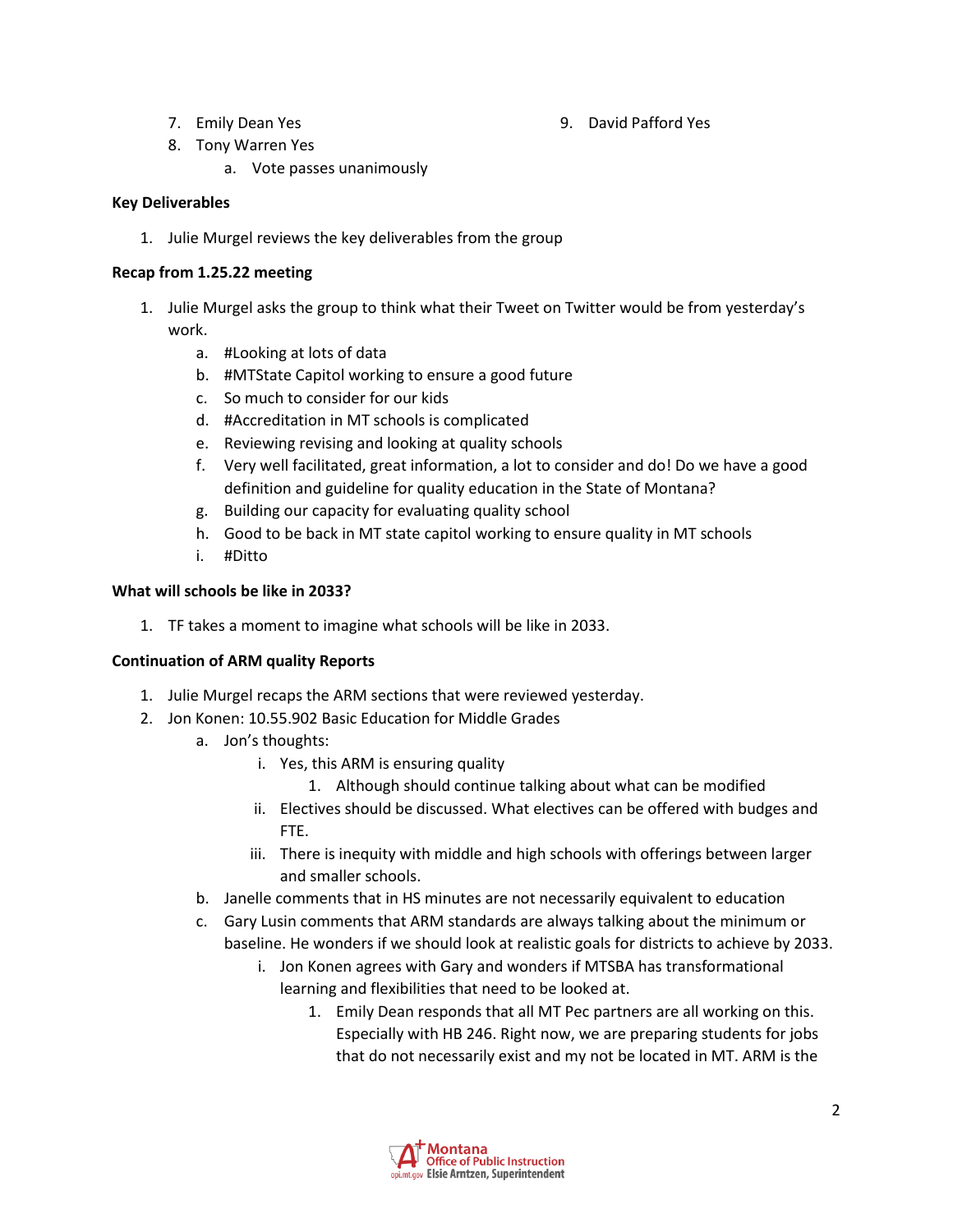7. Emily Dean Yes
8. Tony Warren Yes
9. David Pafford Yes
    a. Vote passes unanimously

**Key Deliverables**

1. Julie Murgel reviews the key deliverables from the group

**Recap from 1.25.22 meeting**

1. Julie Murgel asks the group to think what their Tweet on Twitter would be from yesterday's work.
    a. #Looking at lots of data
    b. #MTState Capitol working to ensure a good future
    c. So much to consider for our kids
    d. #Accreditation in MT schools is complicated
    e. Reviewing revising and looking at quality schools
    f. Very well facilitated, great information, a lot to consider and do! Do we have a good definition and guideline for quality education in the State of Montana?
    g. Building our capacity for evaluating quality school
    h. Good to be back in MT state capitol working to ensure quality in MT schools
    i. #Ditto

**What will schools be like in 2033?**

1. TF takes a moment to imagine what schools will be like in 2033.

**Continuation of ARM quality Reports**

1. Julie Murgel recaps the ARM sections that were reviewed yesterday.
2. Jon Konen: 10.55.902 Basic Education for Middle Grades
    a. Jon's thoughts:
        i. Yes, this ARM is ensuring quality
            1. Although should continue talking about what can be modified
        ii. Electives should be discussed. What electives can be offered with budges and FTE.
        iii. There is inequity with middle and high schools with offerings between larger and smaller schools.
    b. Janelle comments that in HS minutes are not necessarily equivalent to education
    c. Gary Lusin comments that ARM standards are always talking about the minimum or baseline. He wonders if we should look at realistic goals for districts to achieve by 2033.
        i. Jon Konen agrees with Gary and wonders if MTSBA has transformational learning and flexibilities that need to be looked at.
            1. Emily Dean responds that all MT Pec partners are all working on this. Especially with HB 246. Right now, we are preparing students for jobs that do not necessarily exist and my not be located in MT. ARM is the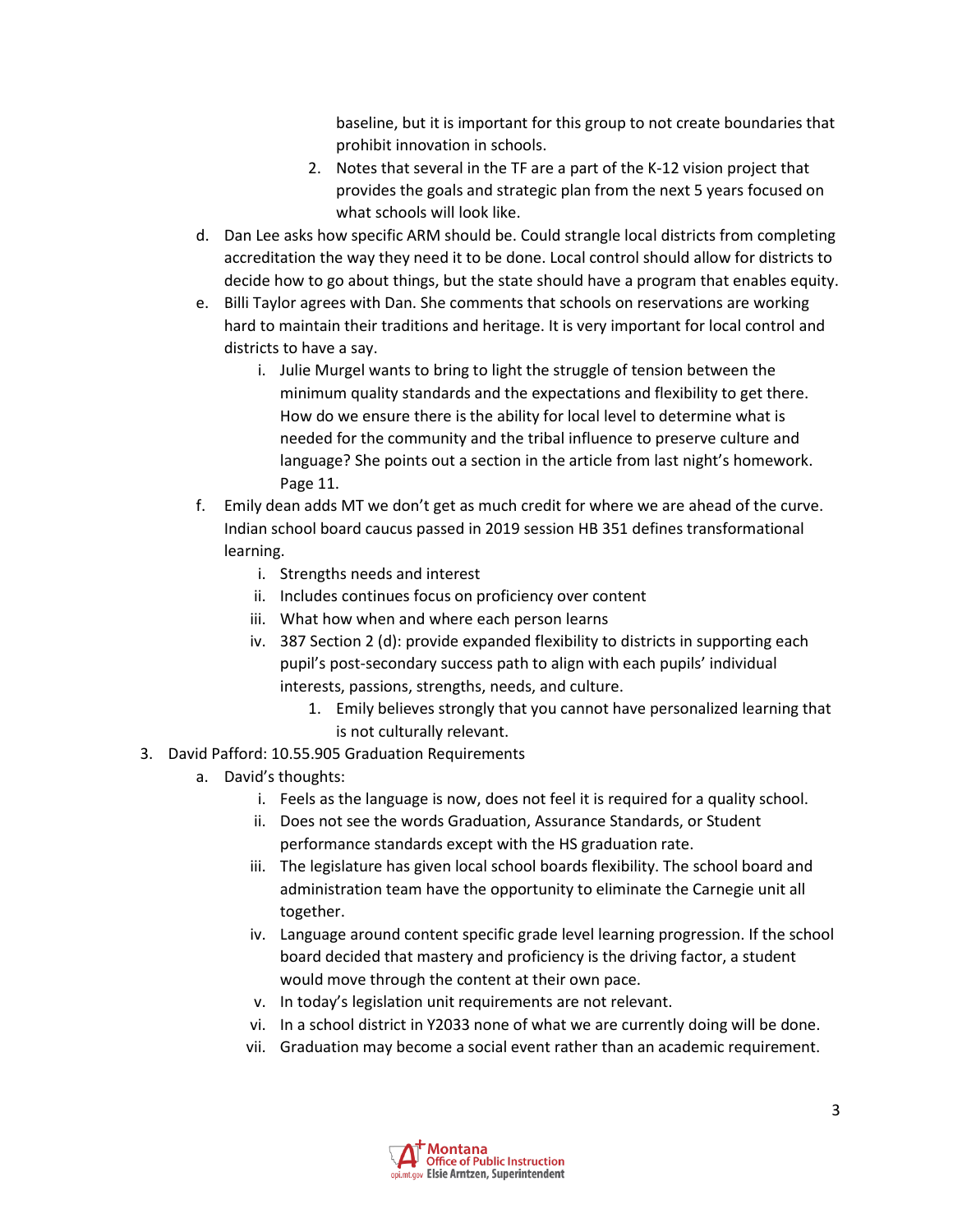baseline, but it is important for this group to not create boundaries that prohibit innovation in schools.

2. Notes that several in the TF are a part of the K-12 vision project that provides the goals and strategic plan from the next 5 years focused on what schools will look like.

d. Dan Lee asks how specific ARM should be. Could strangle local districts from completing accreditation the way they need it to be done. Local control should allow for districts to decide how to go about things, but the state should have a program that enables equity.

e. Billi Taylor agrees with Dan. She comments that schools on reservations are working hard to maintain their traditions and heritage. It is very important for local control and districts to have a say.

   i. Julie Murgel wants to bring to light the struggle of tension between the minimum quality standards and the expectations and flexibility to get there. How do we ensure there is the ability for local level to determine what is needed for the community and the tribal influence to preserve culture and language? She points out a section in the article from last night's homework. Page 11.

f. Emily dean adds MT we don't get as much credit for where we are ahead of the curve. Indian school board caucus passed in 2019 session HB 351 defines transformational learning.

   i. Strengths needs and interest
   ii. Includes continues focus on proficiency over content
   iii. What how when and where each person learns
   iv. 387 Section 2 (d): provide expanded flexibility to districts in supporting each pupil's post-secondary success path to align with each pupils' individual interests, passions, strengths, needs, and culture.
      1. Emily believes strongly that you cannot have personalized learning that is not culturally relevant.

3. David Pafford: 10.55.905 Graduation Requirements

   a. David's thoughts:
      i. Feels as the language is now, does not feel it is required for a quality school.
      ii. Does not see the words Graduation, Assurance Standards, or Student performance standards except with the HS graduation rate.
      iii. The legislature has given local school boards flexibility. The school board and administration team have the opportunity to eliminate the Carnegie unit all together.
      iv. Language around content specific grade level learning progression. If the school board decided that mastery and proficiency is the driving factor, a student would move through the content at their own pace.
      v. In today's legislation unit requirements are not relevant.
      vi. In a school district in Y2033 none of what we are currently doing will be done.
      vii. Graduation may become a social event rather than an academic requirement.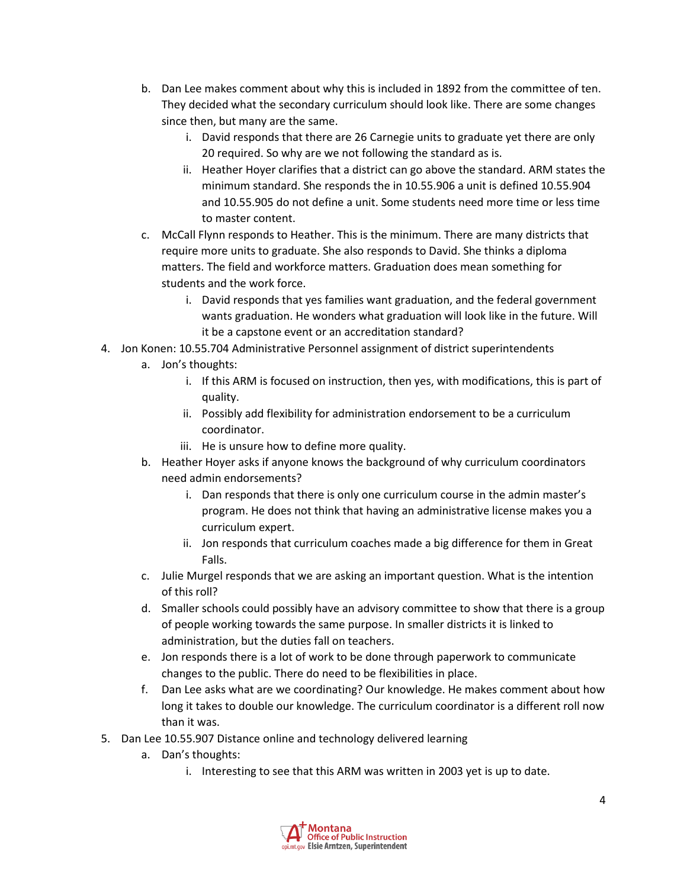b. Dan Lee makes comment about why this is included in 1892 from the committee of ten. They decided what the secondary curriculum should look like. There are some changes since then, but many are the same.
      i. David responds that there are 26 Carnegie units to graduate yet there are only 20 required. So why are we not following the standard as is.
      ii. Heather Hoyer clarifies that a district can go above the standard. ARM states the minimum standard. She responds the in 10.55.906 a unit is defined 10.55.904 and 10.55.905 do not define a unit. Some students need more time or less time to master content.
   c. McCall Flynn responds to Heather. This is the minimum. There are many districts that require more units to graduate. She also responds to David. She thinks a diploma matters. The field and workforce matters. Graduation does mean something for students and the work force.
      i. David responds that yes families want graduation, and the federal government wants graduation. He wonders what graduation will look like in the future. Will it be a capstone event or an accreditation standard?

4. Jon Konen: 10.55.704 Administrative Personnel assignment of district superintendents
   a. Jon's thoughts:
      i. If this ARM is focused on instruction, then yes, with modifications, this is part of quality.
      ii. Possibly add flexibility for administration endorsement to be a curriculum coordinator.
      iii. He is unsure how to define more quality.
   b. Heather Hoyer asks if anyone knows the background of why curriculum coordinators need admin endorsements?
      i. Dan responds that there is only one curriculum course in the admin master's program. He does not think that having an administrative license makes you a curriculum expert.
      ii. Jon responds that curriculum coaches made a big difference for them in Great Falls.
   c. Julie Murgel responds that we are asking an important question. What is the intention of this roll?
   d. Smaller schools could possibly have an advisory committee to show that there is a group of people working towards the same purpose. In smaller districts it is linked to administration, but the duties fall on teachers.
   e. Jon responds there is a lot of work to be done through paperwork to communicate changes to the public. There do need to be flexibilities in place.
   f. Dan Lee asks what are we coordinating? Our knowledge. He makes comment about how long it takes to double our knowledge. The curriculum coordinator is a different roll now than it was.

5. Dan Lee 10.55.907 Distance online and technology delivered learning
   a. Dan's thoughts:
      i. Interesting to see that this ARM was written in 2003 yet is up to date.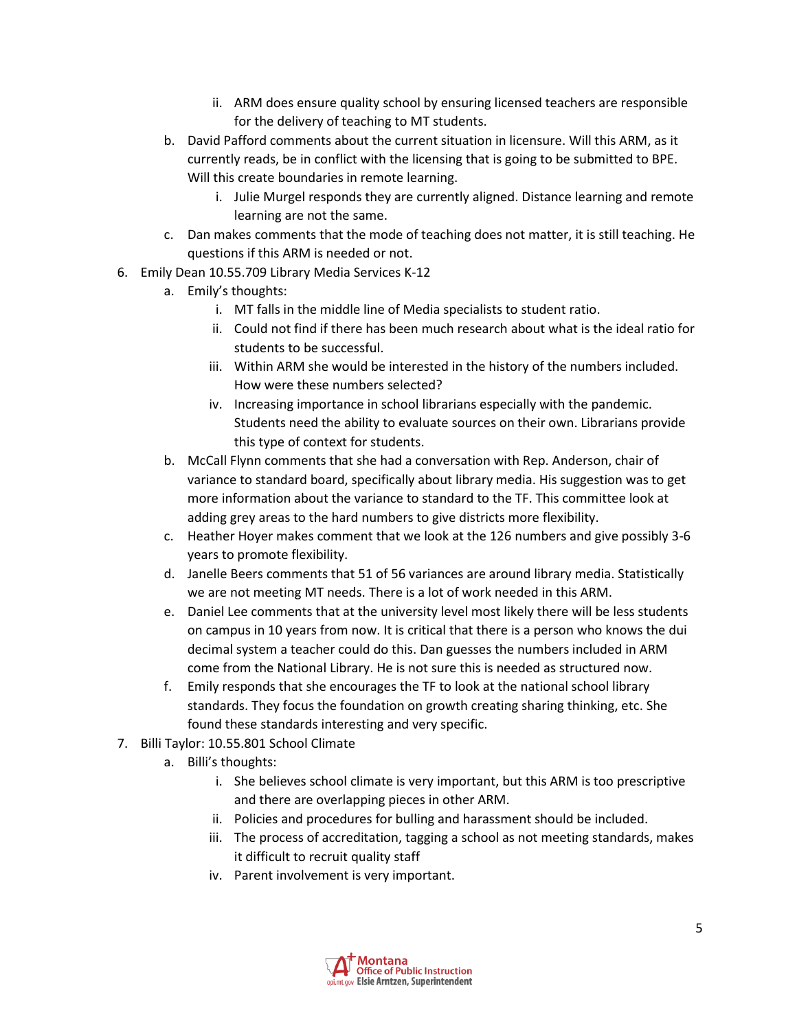- ii. ARM does ensure quality school by ensuring licensed teachers are responsible for the delivery of teaching to MT students.

b. David Pafford comments about the current situation in licensure. Will this ARM, as it currently reads, be in conflict with the licensing that is going to be submitted to BPE. Will this create boundaries in remote learning.
   - i. Julie Murgel responds they are currently aligned. Distance learning and remote learning are not the same.

c. Dan makes comments that the mode of teaching does not matter, it is still teaching. He questions if this ARM is needed or not.

6. Emily Dean 10.55.709 Library Media Services K-12
   - a. Emily's thoughts:
     - i. MT falls in the middle line of Media specialists to student ratio.
     - ii. Could not find if there has been much research about what is the ideal ratio for students to be successful.
     - iii. Within ARM she would be interested in the history of the numbers included. How were these numbers selected?
     - iv. Increasing importance in school librarians especially with the pandemic. Students need the ability to evaluate sources on their own. Librarians provide this type of context for students.
   - b. McCall Flynn comments that she had a conversation with Rep. Anderson, chair of variance to standard board, specifically about library media. His suggestion was to get more information about the variance to standard to the TF. This committee look at adding grey areas to the hard numbers to give districts more flexibility.
   - c. Heather Hoyer makes comment that we look at the 126 numbers and give possibly 3-6 years to promote flexibility.
   - d. Janelle Beers comments that 51 of 56 variances are around library media. Statistically we are not meeting MT needs. There is a lot of work needed in this ARM.
   - e. Daniel Lee comments that at the university level most likely there will be less students on campus in 10 years from now. It is critical that there is a person who knows the dui decimal system a teacher could do this. Dan guesses the numbers included in ARM come from the National Library. He is not sure this is needed as structured now.
   - f. Emily responds that she encourages the TF to look at the national school library standards. They focus the foundation on growth creating sharing thinking, etc. She found these standards interesting and very specific.

7. Billi Taylor: 10.55.801 School Climate
   - a. Billi's thoughts:
     - i. She believes school climate is very important, but this ARM is too prescriptive and there are overlapping pieces in other ARM.
     - ii. Policies and procedures for bulling and harassment should be included.
     - iii. The process of accreditation, tagging a school as not meeting standards, makes it difficult to recruit quality staff
     - iv. Parent involvement is very important.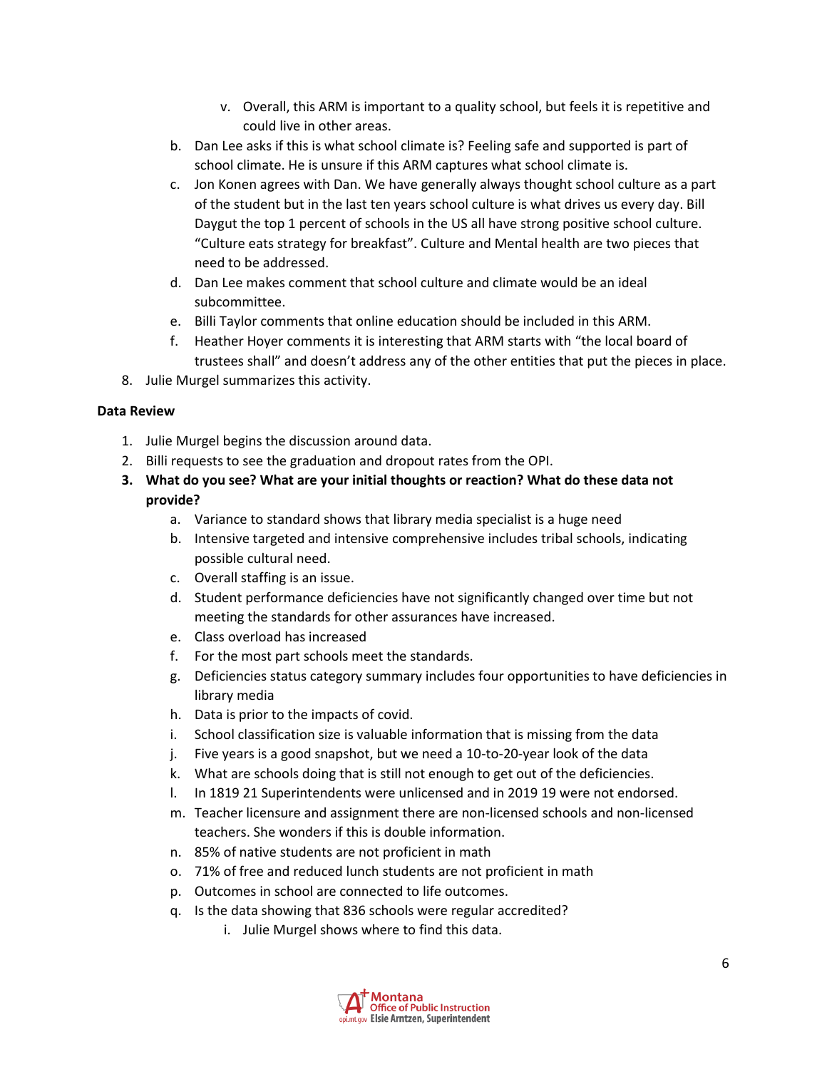v. Overall, this ARM is important to a quality school, but feels it is repetitive and could live in other areas.

b. Dan Lee asks if this is what school climate is? Feeling safe and supported is part of school climate. He is unsure if this ARM captures what school climate is.
c. Jon Konen agrees with Dan. We have generally always thought school culture as a part of the student but in the last ten years school culture is what drives us every day. Bill Daygut the top 1 percent of schools in the US all have strong positive school culture. "Culture eats strategy for breakfast". Culture and Mental health are two pieces that need to be addressed.
d. Dan Lee makes comment that school culture and climate would be an ideal subcommittee.
e. Billi Taylor comments that online education should be included in this ARM.
f. Heather Hoyer comments it is interesting that ARM starts with "the local board of trustees shall" and doesn't address any of the other entities that put the pieces in place.

8. Julie Murgel summarizes this activity.

**Data Review**

1. Julie Murgel begins the discussion around data.
2. Billi requests to see the graduation and dropout rates from the OPI.
3. **What do you see? What are your initial thoughts or reaction? What do these data not provide?**
   a. Variance to standard shows that library media specialist is a huge need
   b. Intensive targeted and intensive comprehensive includes tribal schools, indicating possible cultural need.
   c. Overall staffing is an issue.
   d. Student performance deficiencies have not significantly changed over time but not meeting the standards for other assurances have increased.
   e. Class overload has increased
   f. For the most part schools meet the standards.
   g. Deficiencies status category summary includes four opportunities to have deficiencies in library media
   h. Data is prior to the impacts of covid.
   i. School classification size is valuable information that is missing from the data
   j. Five years is a good snapshot, but we need a 10-to-20-year look of the data
   k. What are schools doing that is still not enough to get out of the deficiencies.
   l. In 1819 21 Superintendents were unlicensed and in 2019 19 were not endorsed.
   m. Teacher licensure and assignment there are non-licensed schools and non-licensed teachers. She wonders if this is double information.
   n. 85% of native students are not proficient in math
   o. 71% of free and reduced lunch students are not proficient in math
   p. Outcomes in school are connected to life outcomes.
   q. Is the data showing that 836 schools were regular accredited?
      i. Julie Murgel shows where to find this data.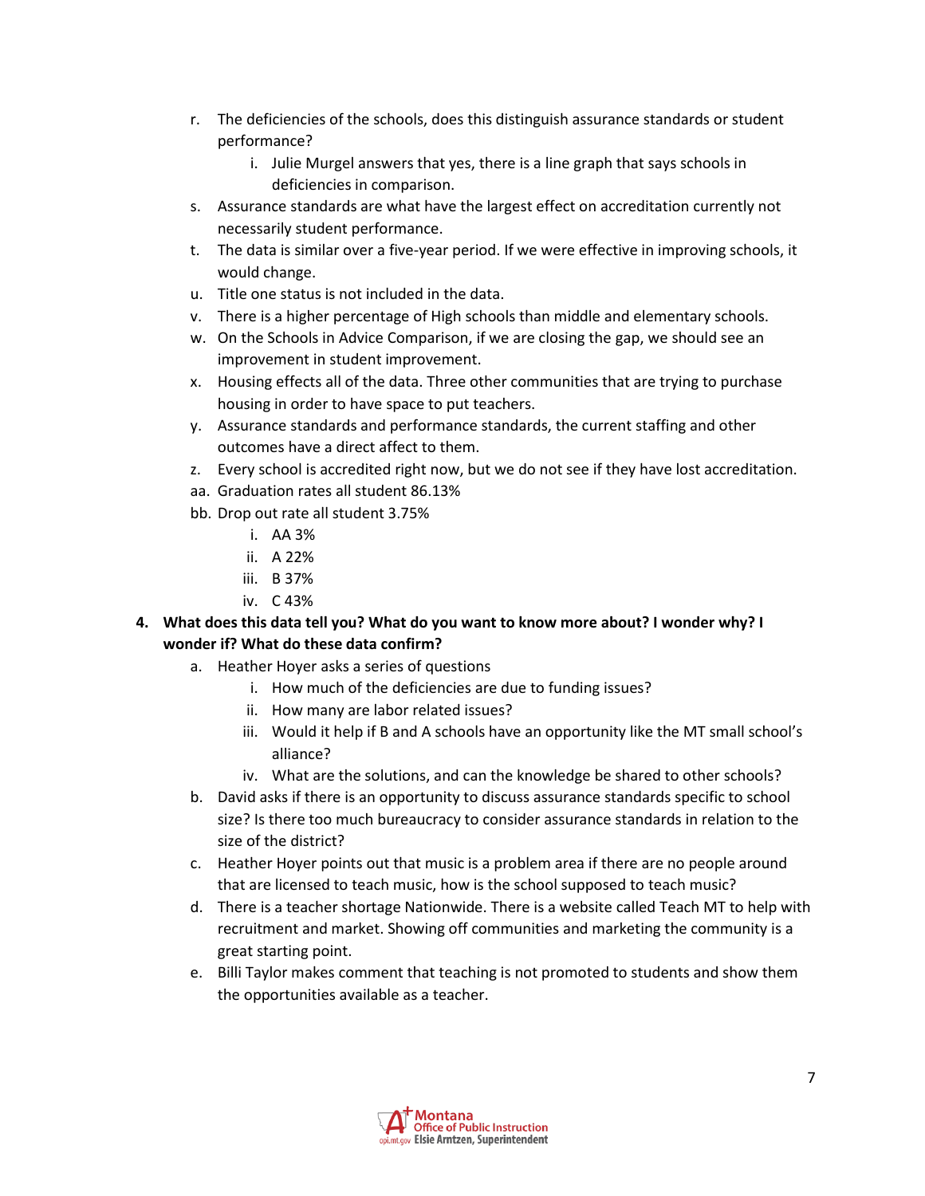r. The deficiencies of the schools, does this distinguish assurance standards or student performance?
    i. Julie Murgel answers that yes, there is a line graph that says schools in deficiencies in comparison.

s. Assurance standards are what have the largest effect on accreditation currently not necessarily student performance.

t. The data is similar over a five-year period. If we were effective in improving schools, it would change.

u. Title one status is not included in the data.

v. There is a higher percentage of High schools than middle and elementary schools.

w. On the Schools in Advice Comparison, if we are closing the gap, we should see an improvement in student improvement.

x. Housing effects all of the data. Three other communities that are trying to purchase housing in order to have space to put teachers.

y. Assurance standards and performance standards, the current staffing and other outcomes have a direct affect to them.

z. Every school is accredited right now, but we do not see if they have lost accreditation.

aa. Graduation rates all student 86.13%

bb. Drop out rate all student 3.75%
    i. AA 3%
    ii. A 22%
    iii. B 37%
    iv. C 43%

**4. What does this data tell you? What do you want to know more about? I wonder why? I wonder if? What do these data confirm?**

a. Heather Hoyer asks a series of questions
    i. How much of the deficiencies are due to funding issues?
    ii. How many are labor related issues?
    iii. Would it help if B and A schools have an opportunity like the MT small school's alliance?
    iv. What are the solutions, and can the knowledge be shared to other schools?

b. David asks if there is an opportunity to discuss assurance standards specific to school size? Is there too much bureaucracy to consider assurance standards in relation to the size of the district?

c. Heather Hoyer points out that music is a problem area if there are no people around that are licensed to teach music, how is the school supposed to teach music?

d. There is a teacher shortage Nationwide. There is a website called Teach MT to help with recruitment and market. Showing off communities and marketing the community is a great starting point.

e. Billi Taylor makes comment that teaching is not promoted to students and show them the opportunities available as a teacher.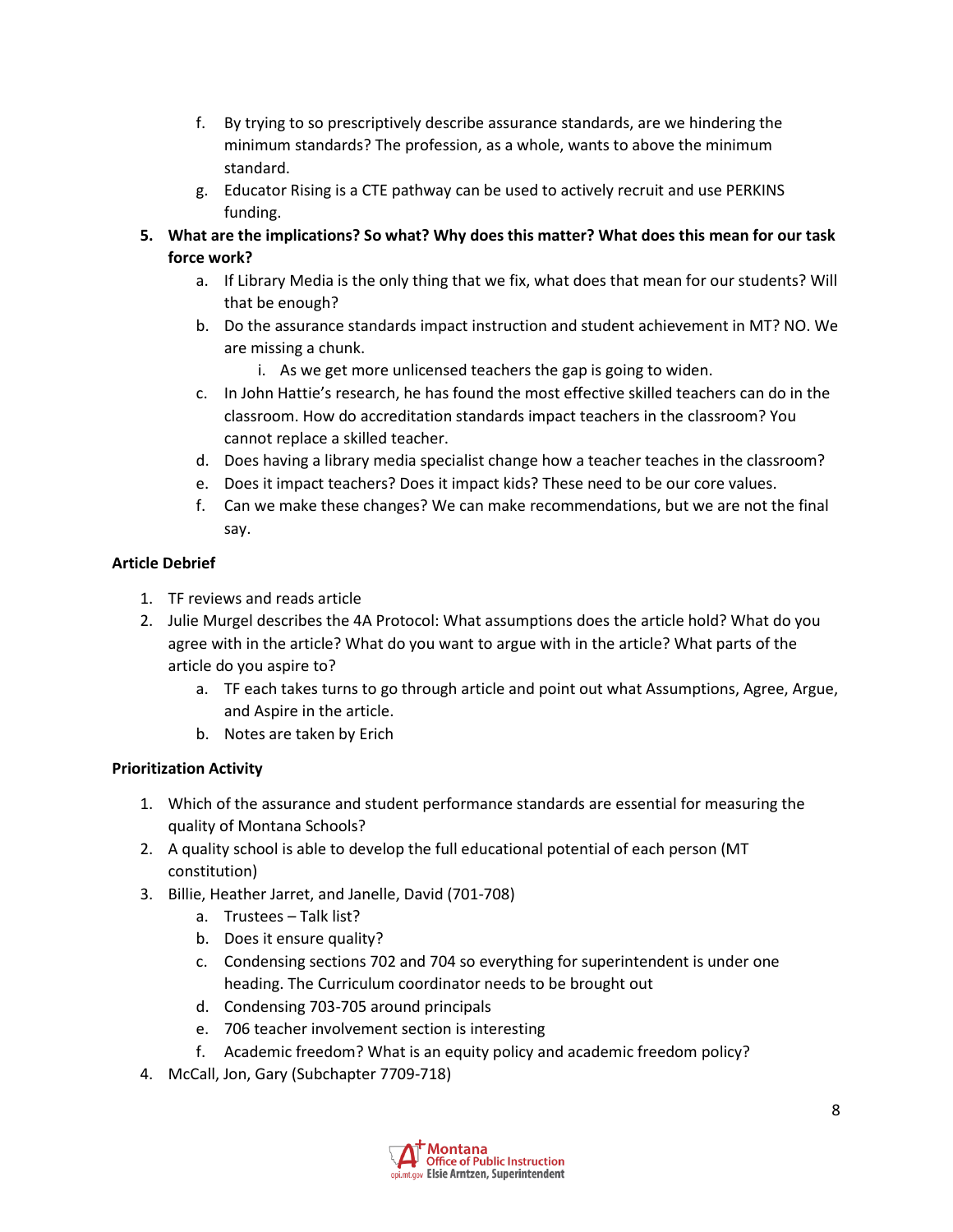f. By trying to so prescriptively describe assurance standards, are we hindering the minimum standards? The profession, as a whole, wants to above the minimum standard.
g. Educator Rising is a CTE pathway can be used to actively recruit and use PERKINS funding.

5. **What are the implications? So what? Why does this matter? What does this mean for our task force work?**
   a. If Library Media is the only thing that we fix, what does that mean for our students? Will that be enough?
   b. Do the assurance standards impact instruction and student achievement in MT? NO. We are missing a chunk.
      i. As we get more unlicensed teachers the gap is going to widen.
   c. In John Hattie's research, he has found the most effective skilled teachers can do in the classroom. How do accreditation standards impact teachers in the classroom? You cannot replace a skilled teacher.
   d. Does having a library media specialist change how a teacher teaches in the classroom?
   e. Does it impact teachers? Does it impact kids? These need to be our core values.
   f. Can we make these changes? We can make recommendations, but we are not the final say.

**Article Debrief**

1. TF reviews and reads article
2. Julie Murgel describes the 4A Protocol: What assumptions does the article hold? What do you agree with in the article? What do you want to argue with in the article? What parts of the article do you aspire to?
   a. TF each takes turns to go through article and point out what Assumptions, Agree, Argue, and Aspire in the article.
   b. Notes are taken by Erich

**Prioritization Activity**

1. Which of the assurance and student performance standards are essential for measuring the quality of Montana Schools?
2. A quality school is able to develop the full educational potential of each person (MT constitution)
3. Billie, Heather Jarret, and Janelle, David (701-708)
   a. Trustees – Talk list?
   b. Does it ensure quality?
   c. Condensing sections 702 and 704 so everything for superintendent is under one heading. The Curriculum coordinator needs to be brought out
   d. Condensing 703-705 around principals
   e. 706 teacher involvement section is interesting
   f. Academic freedom? What is an equity policy and academic freedom policy?
4. McCall, Jon, Gary (Subchapter 7709-718)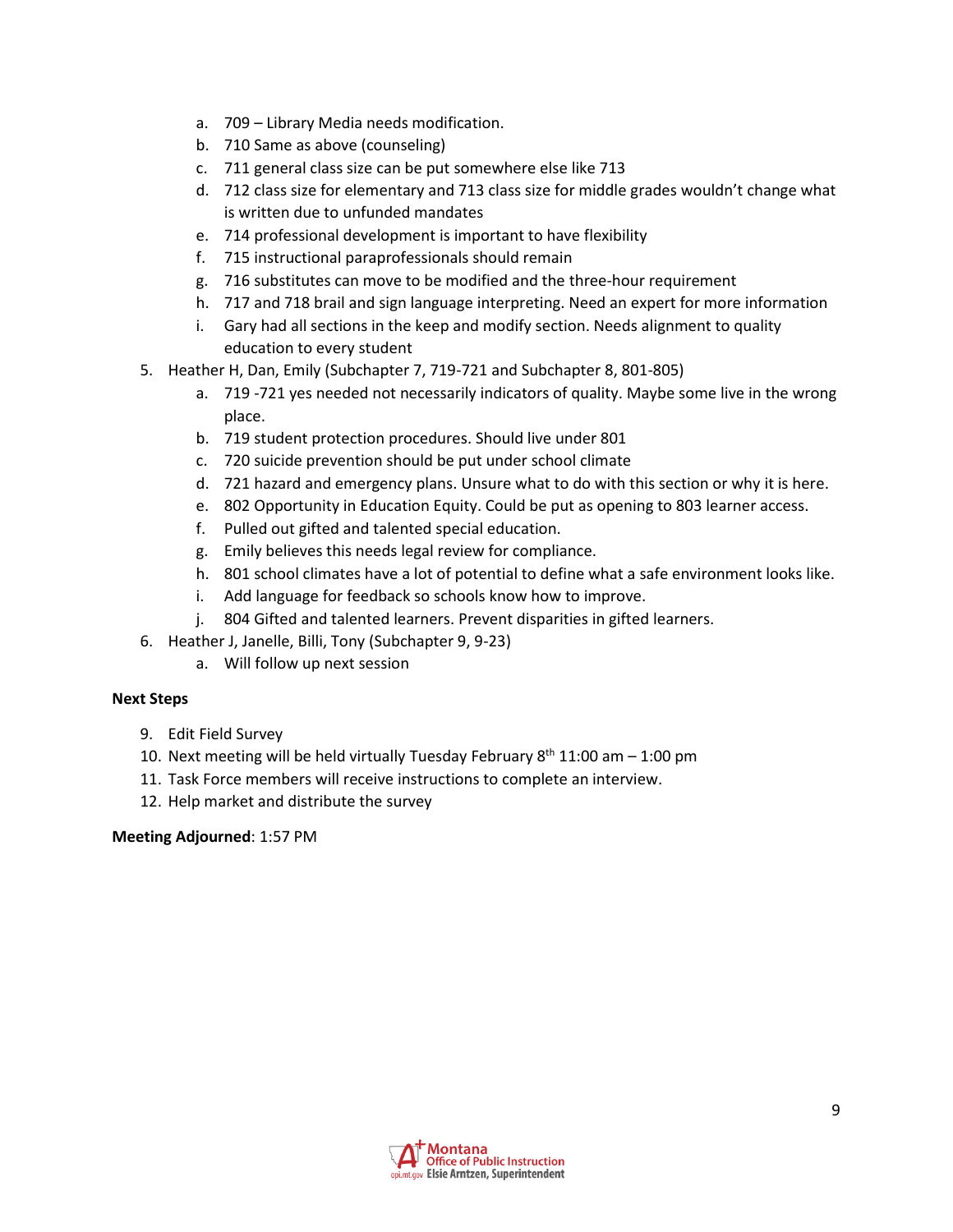a. 709 – Library Media needs modification.
   b. 710 Same as above (counseling)
   c. 711 general class size can be put somewhere else like 713
   d. 712 class size for elementary and 713 class size for middle grades wouldn't change what is written due to unfunded mandates
   e. 714 professional development is important to have flexibility
   f. 715 instructional paraprofessionals should remain
   g. 716 substitutes can move to be modified and the three-hour requirement
   h. 717 and 718 brail and sign language interpreting. Need an expert for more information
   i. Gary had all sections in the keep and modify section. Needs alignment to quality education to every student

5. Heather H, Dan, Emily (Subchapter 7, 719-721 and Subchapter 8, 801-805)
   a. 719 -721 yes needed not necessarily indicators of quality. Maybe some live in the wrong place.
   b. 719 student protection procedures. Should live under 801
   c. 720 suicide prevention should be put under school climate
   d. 721 hazard and emergency plans. Unsure what to do with this section or why it is here.
   e. 802 Opportunity in Education Equity. Could be put as opening to 803 learner access.
   f. Pulled out gifted and talented special education.
   g. Emily believes this needs legal review for compliance.
   h. 801 school climates have a lot of potential to define what a safe environment looks like.
   i. Add language for feedback so schools know how to improve.
   j. 804 Gifted and talented learners. Prevent disparities in gifted learners.
6. Heather J, Janelle, Billi, Tony (Subchapter 9, 9-23)
   a. Will follow up next session

**Next Steps**

9. Edit Field Survey
10. Next meeting will be held virtually Tuesday February 8th 11:00 am – 1:00 pm
11. Task Force members will receive instructions to complete an interview.
12. Help market and distribute the survey

**Meeting Adjourned**: 1:57 PM